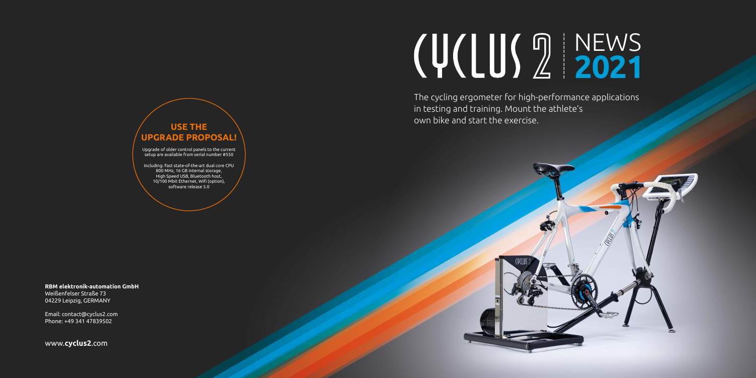# CYCLUS 2 | NEWS 2021

The cycling ergometer for high-performance applications in testing and training. Mount the athlete's own bike and start the exercise.

## USE THE UPGRADE PROPOSAL!

Upgrade of older control panels to the current setup are available from serial number #550

Including: Fast state-of-the-art dual core CPU 800 MHz, 16 GB internal storage, High Speed USB, Bluetooth host, 10/100 Mbit Ethernet, WiFi (option), software release 5.0

**RBM elektronik-automation GmbH**
Weißenfelser Straße 73
04229 Leipzig, GERMANY

Email: contact@cyclus2.com
Phone: +49 341 47839502

www.**cyclus2**.com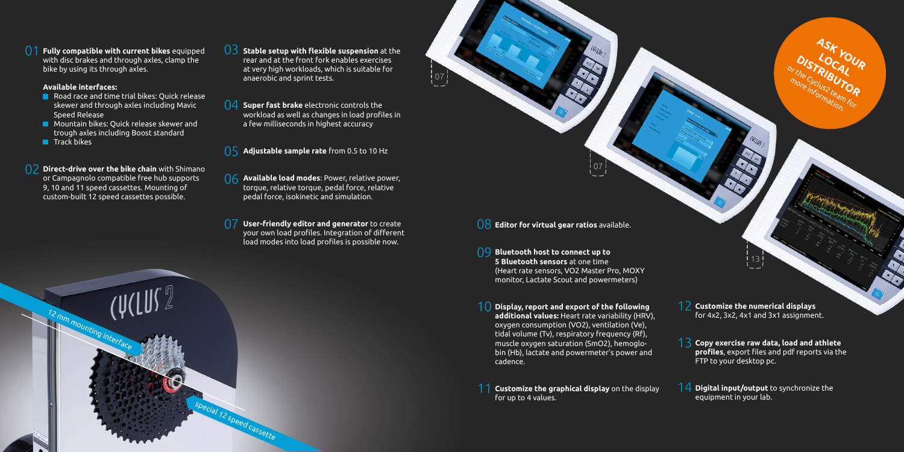01 **Fully compatible with current bikes** equipped with disc brakes and through axles, clamp the bike by using its through axles.

**Available interfaces:**

- Road race and time trial bikes: Quick release skewer and through axles including Mavic Speed Release
- Mountain bikes: Quick release skewer and trough axles including Boost standard
- Track bikes

02 **Direct-drive over the bike chain** with Shimano or Campagnolo compatible free hub supports 9, 10 and 11 speed cassettes. Mounting of custom-built 12 speed cassettes possible.

03 **Stable setup with flexible suspension** at the rear and at the front fork enables exercises at very high workloads, which is suitable for anaerobic and sprint tests.

04 **Super fast brake** electronic controls the workload as well as changes in load profiles in a few milliseconds in highest accuracy

05 **Adjustable sample rate** from 0.5 to 10 Hz

06 **Available load modes**: Power, relative power, torque, relative torque, pedal force, relative pedal force, isokinetic and simulation.

07 **User-friendly editor and generator** to create your own load profiles. Integration of different load modes into load profiles is possible now.

08 **Editor for virtual gear ratios** available.

09 **Bluetooth host to connect up to 5 Bluetooth sensors** at one time (Heart rate sensors, VO2 Master Pro, MOXY monitor, Lactate Scout and powermeters)

10 **Display, report and export of the following additional values:** Heart rate variability (HRV), oxygen consumption (VO2), ventilation (Ve), tidal volume (Tv), respiratory frequency (Rf), muscle oxygen saturation (SmO2), hemoglobin (Hb), lactate and powermeter's power and cadence.

11 **Customize the graphical display** on the display for up to 4 values.

12 **Customize the numerical displays** for 4x2, 3x2, 4x1 and 3x1 assignment.

13 **Copy exercise raw data, load and athlete profiles**, export files and pdf reports via the FTP to your desktop pc.

14 **Digital input/output** to synchronize the equipment in your lab.

**ASK YOUR LOCAL DISTRIBUTOR** or the Cyclus2 team for more information.

12 mm mounting interface

special 12 speed cassette